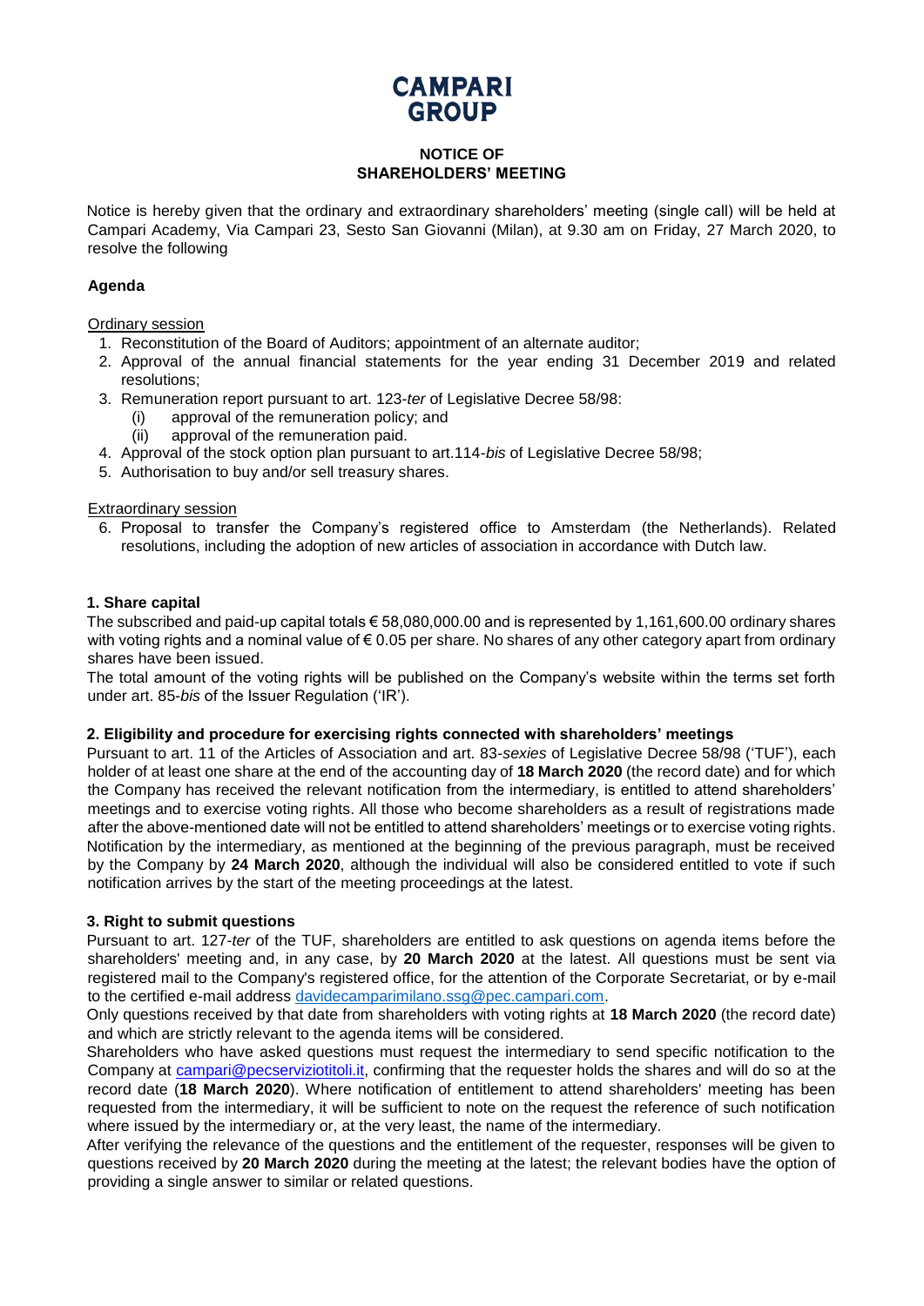# CAMPARI GROUP

## NOTICE OF SHAREHOLDERS' MEETING

Notice is hereby given that the ordinary and extraordinary shareholders' meeting (single call) will be held at Campari Academy, Via Campari 23, Sesto San Giovanni (Milan), at 9.30 am on Friday, 27 March 2020, to resolve the following

### Agenda

Ordinary session

1. Reconstitution of the Board of Auditors; appointment of an alternate auditor;
2. Approval of the annual financial statements for the year ending 31 December 2019 and related resolutions;
3. Remuneration report pursuant to art. 123-*ter* of Legislative Decree 58/98:
   (i) approval of the remuneration policy; and
   (ii) approval of the remuneration paid.
4. Approval of the stock option plan pursuant to art.114-*bis* of Legislative Decree 58/98;
5. Authorisation to buy and/or sell treasury shares.

Extraordinary session

6. Proposal to transfer the Company's registered office to Amsterdam (the Netherlands). Related resolutions, including the adoption of new articles of association in accordance with Dutch law.

### 1. Share capital

The subscribed and paid-up capital totals € 58,080,000.00 and is represented by 1,161,600.00 ordinary shares with voting rights and a nominal value of € 0.05 per share. No shares of any other category apart from ordinary shares have been issued.

The total amount of the voting rights will be published on the Company's website within the terms set forth under art. 85-*bis* of the Issuer Regulation ('IR').

### 2. Eligibility and procedure for exercising rights connected with shareholders' meetings

Pursuant to art. 11 of the Articles of Association and art. 83-*sexies* of Legislative Decree 58/98 ('TUF'), each holder of at least one share at the end of the accounting day of **18 March 2020** (the record date) and for which the Company has received the relevant notification from the intermediary, is entitled to attend shareholders' meetings and to exercise voting rights. All those who become shareholders as a result of registrations made after the above-mentioned date will not be entitled to attend shareholders' meetings or to exercise voting rights. Notification by the intermediary, as mentioned at the beginning of the previous paragraph, must be received by the Company by **24 March 2020**, although the individual will also be considered entitled to vote if such notification arrives by the start of the meeting proceedings at the latest.

### 3. Right to submit questions

Pursuant to art. 127-*ter* of the TUF, shareholders are entitled to ask questions on agenda items before the shareholders' meeting and, in any case, by **20 March 2020** at the latest. All questions must be sent via registered mail to the Company's registered office, for the attention of the Corporate Secretariat, or by e-mail to the certified e-mail address davidecamparimilano.ssg@pec.campari.com.

Only questions received by that date from shareholders with voting rights at **18 March 2020** (the record date) and which are strictly relevant to the agenda items will be considered.

Shareholders who have asked questions must request the intermediary to send specific notification to the Company at campari@pecserviziotitoli.it, confirming that the requester holds the shares and will do so at the record date (**18 March 2020**). Where notification of entitlement to attend shareholders' meeting has been requested from the intermediary, it will be sufficient to note on the request the reference of such notification where issued by the intermediary or, at the very least, the name of the intermediary.

After verifying the relevance of the questions and the entitlement of the requester, responses will be given to questions received by **20 March 2020** during the meeting at the latest; the relevant bodies have the option of providing a single answer to similar or related questions.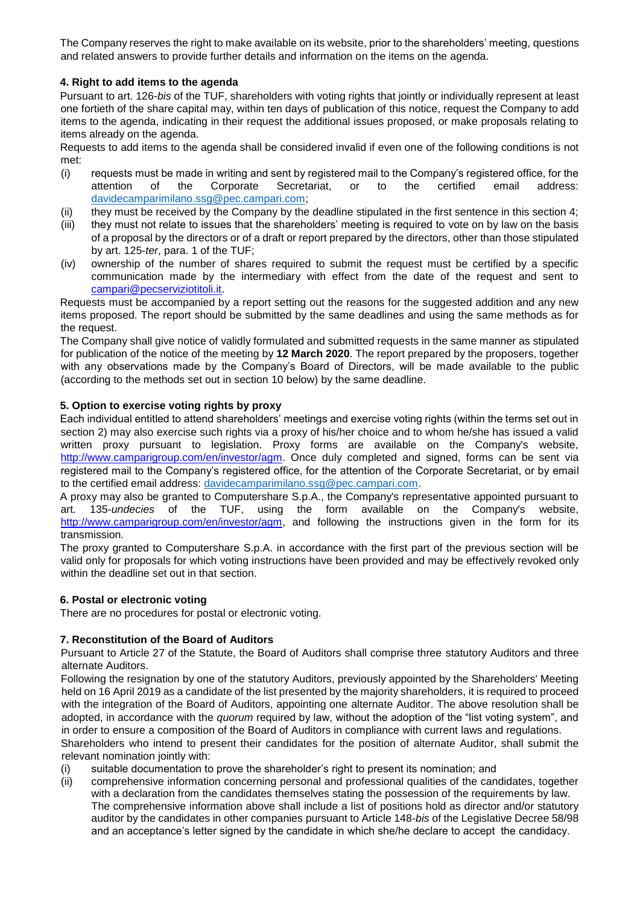The Company reserves the right to make available on its website, prior to the shareholders' meeting, questions and related answers to provide further details and information on the items on the agenda.

#### 4. Right to add items to the agenda

Pursuant to art. 126-*bis* of the TUF, shareholders with voting rights that jointly or individually represent at least one fortieth of the share capital may, within ten days of publication of this notice, request the Company to add items to the agenda, indicating in their request the additional issues proposed, or make proposals relating to items already on the agenda.

Requests to add items to the agenda shall be considered invalid if even one of the following conditions is not met:

(i) requests must be made in writing and sent by registered mail to the Company's registered office, for the attention of the Corporate Secretariat, or to the certified email address: davidecamparimilano.ssg@pec.campari.com;

(ii) they must be received by the Company by the deadline stipulated in the first sentence in this section 4;

(iii) they must not relate to issues that the shareholders' meeting is required to vote on by law on the basis of a proposal by the directors or of a draft or report prepared by the directors, other than those stipulated by art. 125-*ter*, para. 1 of the TUF;

(iv) ownership of the number of shares required to submit the request must be certified by a specific communication made by the intermediary with effect from the date of the request and sent to campari@pecserviziotitoli.it.

Requests must be accompanied by a report setting out the reasons for the suggested addition and any new items proposed. The report should be submitted by the same deadlines and using the same methods as for the request.

The Company shall give notice of validly formulated and submitted requests in the same manner as stipulated for publication of the notice of the meeting by **12 March 2020**. The report prepared by the proposers, together with any observations made by the Company's Board of Directors, will be made available to the public (according to the methods set out in section 10 below) by the same deadline.

#### 5. Option to exercise voting rights by proxy

Each individual entitled to attend shareholders' meetings and exercise voting rights (within the terms set out in section 2) may also exercise such rights via a proxy of his/her choice and to whom he/she has issued a valid written proxy pursuant to legislation. Proxy forms are available on the Company's website, http://www.camparigroup.com/en/investor/agm. Once duly completed and signed, forms can be sent via registered mail to the Company's registered office, for the attention of the Corporate Secretariat, or by email to the certified email address: davidecamparimilano.ssg@pec.campari.com.

A proxy may also be granted to Computershare S.p.A., the Company's representative appointed pursuant to art. 135-*undecies* of the TUF, using the form available on the Company's website, http://www.camparigroup.com/en/investor/agm, and following the instructions given in the form for its transmission.

The proxy granted to Computershare S.p.A. in accordance with the first part of the previous section will be valid only for proposals for which voting instructions have been provided and may be effectively revoked only within the deadline set out in that section.

#### 6. Postal or electronic voting

There are no procedures for postal or electronic voting.

#### 7. Reconstitution of the Board of Auditors

Pursuant to Article 27 of the Statute, the Board of Auditors shall comprise three statutory Auditors and three alternate Auditors.

Following the resignation by one of the statutory Auditors, previously appointed by the Shareholders' Meeting held on 16 April 2019 as a candidate of the list presented by the majority shareholders, it is required to proceed with the integration of the Board of Auditors, appointing one alternate Auditor. The above resolution shall be adopted, in accordance with the *quorum* required by law, without the adoption of the "list voting system", and in order to ensure a composition of the Board of Auditors in compliance with current laws and regulations.

Shareholders who intend to present their candidates for the position of alternate Auditor, shall submit the relevant nomination jointly with:

(i) suitable documentation to prove the shareholder's right to present its nomination; and

(ii) comprehensive information concerning personal and professional qualities of the candidates, together with a declaration from the candidates themselves stating the possession of the requirements by law. The comprehensive information above shall include a list of positions hold as director and/or statutory auditor by the candidates in other companies pursuant to Article 148-*bis* of the Legislative Decree 58/98 and an acceptance's letter signed by the candidate in which she/he declare to accept the candidacy.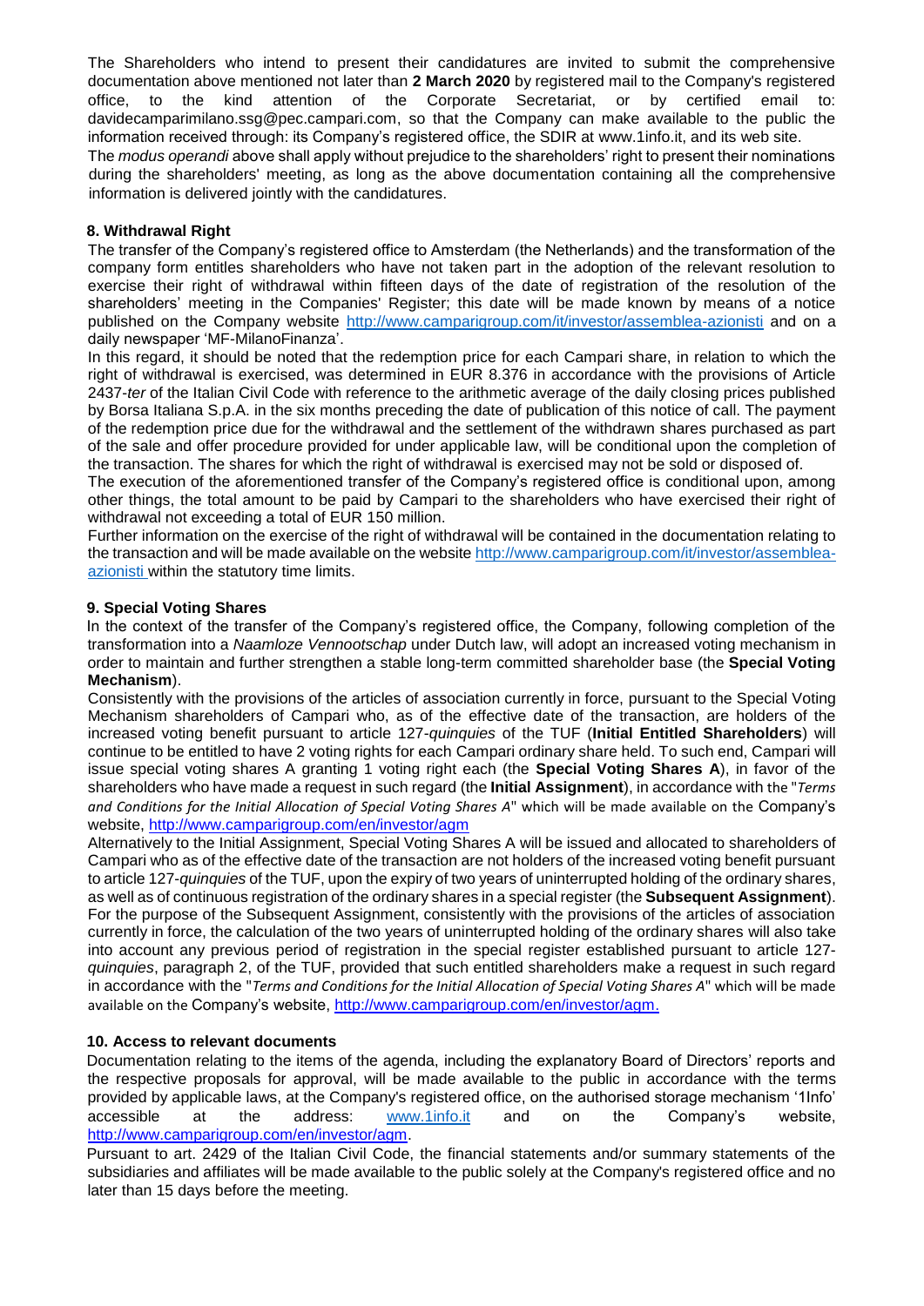The Shareholders who intend to present their candidatures are invited to submit the comprehensive documentation above mentioned not later than **2 March 2020** by registered mail to the Company's registered office, to the kind attention of the Corporate Secretariat, or by certified email to: davidecamparimilano.ssg@pec.campari.com, so that the Company can make available to the public the information received through: its Company's registered office, the SDIR at www.1info.it, and its web site.

The *modus operandi* above shall apply without prejudice to the shareholders' right to present their nominations during the shareholders' meeting, as long as the above documentation containing all the comprehensive information is delivered jointly with the candidatures.

## 8. Withdrawal Right

The transfer of the Company's registered office to Amsterdam (the Netherlands) and the transformation of the company form entitles shareholders who have not taken part in the adoption of the relevant resolution to exercise their right of withdrawal within fifteen days of the date of registration of the resolution of the shareholders' meeting in the Companies' Register; this date will be made known by means of a notice published on the Company website http://www.camparigroup.com/it/investor/assemblea-azionisti and on a daily newspaper 'MF-MilanoFinanza'.

In this regard, it should be noted that the redemption price for each Campari share, in relation to which the right of withdrawal is exercised, was determined in EUR 8.376 in accordance with the provisions of Article 2437-*ter* of the Italian Civil Code with reference to the arithmetic average of the daily closing prices published by Borsa Italiana S.p.A. in the six months preceding the date of publication of this notice of call. The payment of the redemption price due for the withdrawal and the settlement of the withdrawn shares purchased as part of the sale and offer procedure provided for under applicable law, will be conditional upon the completion of the transaction. The shares for which the right of withdrawal is exercised may not be sold or disposed of.

The execution of the aforementioned transfer of the Company's registered office is conditional upon, among other things, the total amount to be paid by Campari to the shareholders who have exercised their right of withdrawal not exceeding a total of EUR 150 million.

Further information on the exercise of the right of withdrawal will be contained in the documentation relating to the transaction and will be made available on the website http://www.camparigroup.com/it/investor/assemblea-azionisti within the statutory time limits.

## 9. Special Voting Shares

In the context of the transfer of the Company's registered office, the Company, following completion of the transformation into a *Naamloze Vennootschap* under Dutch law, will adopt an increased voting mechanism in order to maintain and further strengthen a stable long-term committed shareholder base (the **Special Voting Mechanism**).

Consistently with the provisions of the articles of association currently in force, pursuant to the Special Voting Mechanism shareholders of Campari who, as of the effective date of the transaction, are holders of the increased voting benefit pursuant to article 127-*quinquies* of the TUF (**Initial Entitled Shareholders**) will continue to be entitled to have 2 voting rights for each Campari ordinary share held. To such end, Campari will issue special voting shares A granting 1 voting right each (the **Special Voting Shares A**), in favor of the shareholders who have made a request in such regard (the **Initial Assignment**), in accordance with the "*Terms and Conditions for the Initial Allocation of Special Voting Shares A*" which will be made available on the Company's website, http://www.camparigroup.com/en/investor/agm

Alternatively to the Initial Assignment, Special Voting Shares A will be issued and allocated to shareholders of Campari who as of the effective date of the transaction are not holders of the increased voting benefit pursuant to article 127-*quinquies* of the TUF, upon the expiry of two years of uninterrupted holding of the ordinary shares, as well as of continuous registration of the ordinary shares in a special register (the **Subsequent Assignment**). For the purpose of the Subsequent Assignment, consistently with the provisions of the articles of association currently in force, the calculation of the two years of uninterrupted holding of the ordinary shares will also take into account any previous period of registration in the special register established pursuant to article 127-*quinquies*, paragraph 2, of the TUF, provided that such entitled shareholders make a request in such regard in accordance with the "*Terms and Conditions for the Initial Allocation of Special Voting Shares A*" which will be made available on the Company's website, http://www.camparigroup.com/en/investor/agm.

## 10. Access to relevant documents

Documentation relating to the items of the agenda, including the explanatory Board of Directors' reports and the respective proposals for approval, will be made available to the public in accordance with the terms provided by applicable laws, at the Company's registered office, on the authorised storage mechanism '1Info' accessible at the address: www.1info.it and on the Company's website, http://www.camparigroup.com/en/investor/agm.

Pursuant to art. 2429 of the Italian Civil Code, the financial statements and/or summary statements of the subsidiaries and affiliates will be made available to the public solely at the Company's registered office and no later than 15 days before the meeting.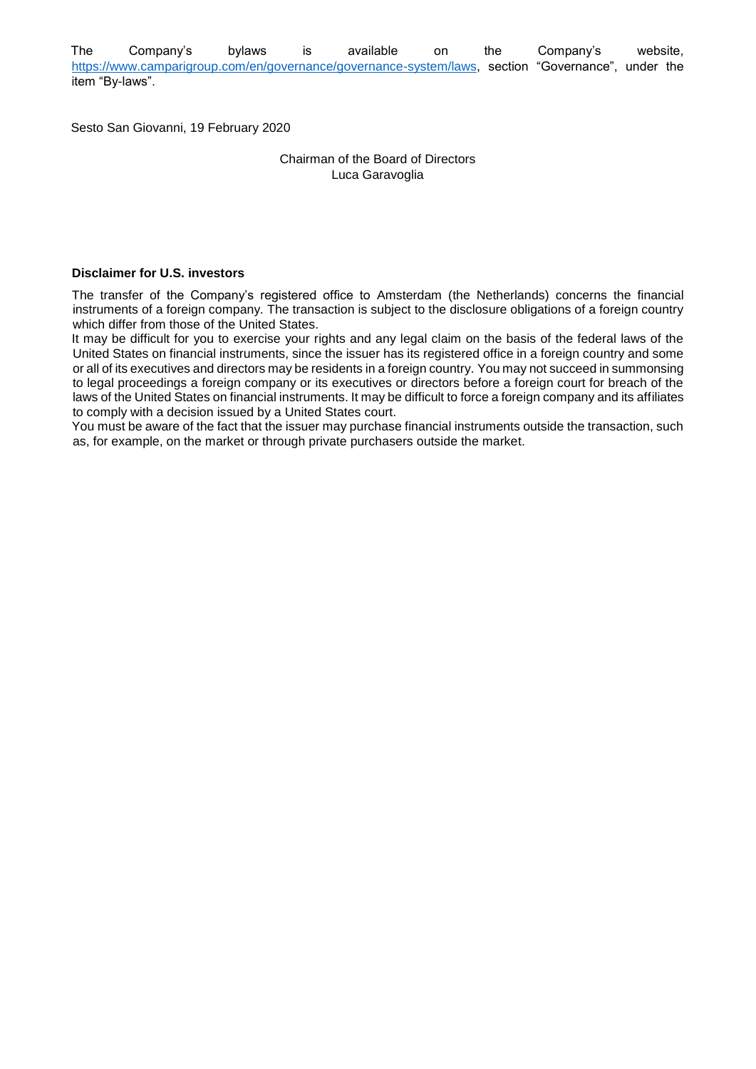The Company's bylaws is available on the Company's website, https://www.camparigroup.com/en/governance/governance-system/laws, section "Governance", under the item "By-laws".

Sesto San Giovanni, 19 February 2020

Chairman of the Board of Directors
Luca Garavoglia

**Disclaimer for U.S. investors**

The transfer of the Company's registered office to Amsterdam (the Netherlands) concerns the financial instruments of a foreign company. The transaction is subject to the disclosure obligations of a foreign country which differ from those of the United States.

It may be difficult for you to exercise your rights and any legal claim on the basis of the federal laws of the United States on financial instruments, since the issuer has its registered office in a foreign country and some or all of its executives and directors may be residents in a foreign country. You may not succeed in summonsing to legal proceedings a foreign company or its executives or directors before a foreign court for breach of the laws of the United States on financial instruments. It may be difficult to force a foreign company and its affiliates to comply with a decision issued by a United States court.

You must be aware of the fact that the issuer may purchase financial instruments outside the transaction, such as, for example, on the market or through private purchasers outside the market.